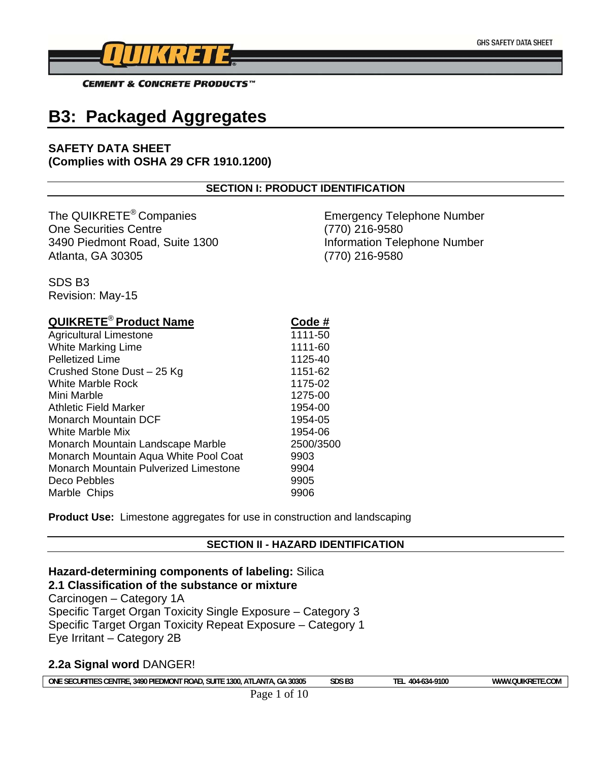# B3: Packaged Aggregates

**SAFETY DATA SHEET**
**(Complies with OSHA 29 CFR 1910.1200)**

## SECTION I: PRODUCT IDENTIFICATION

The QUIKRETE® Companies
One Securities Centre
3490 Piedmont Road, Suite 1300
Atlanta, GA 30305

Emergency Telephone Number
(770) 216-9580
Information Telephone Number
(770) 216-9580

SDS B3
Revision: May-15

| QUIKRETE® Product Name | Code # |
|---|---|
| Agricultural Limestone | 1111-50 |
| White Marking Lime | 1111-60 |
| Pelletized Lime | 1125-40 |
| Crushed Stone Dust – 25 Kg | 1151-62 |
| White Marble Rock | 1175-02 |
| Mini Marble | 1275-00 |
| Athletic Field Marker | 1954-00 |
| Monarch Mountain DCF | 1954-05 |
| White Marble Mix | 1954-06 |
| Monarch Mountain Landscape Marble | 2500/3500 |
| Monarch Mountain Aqua White Pool Coat | 9903 |
| Monarch Mountain Pulverized Limestone | 9904 |
| Deco Pebbles | 9905 |
| Marble Chips | 9906 |

**Product Use:** Limestone aggregates for use in construction and landscaping

## SECTION II - HAZARD IDENTIFICATION

**Hazard-determining components of labeling:** Silica

**2.1 Classification of the substance or mixture**

Carcinogen – Category 1A
Specific Target Organ Toxicity Single Exposure – Category 3
Specific Target Organ Toxicity Repeat Exposure – Category 1
Eye Irritant – Category 2B

**2.2a Signal word** DANGER!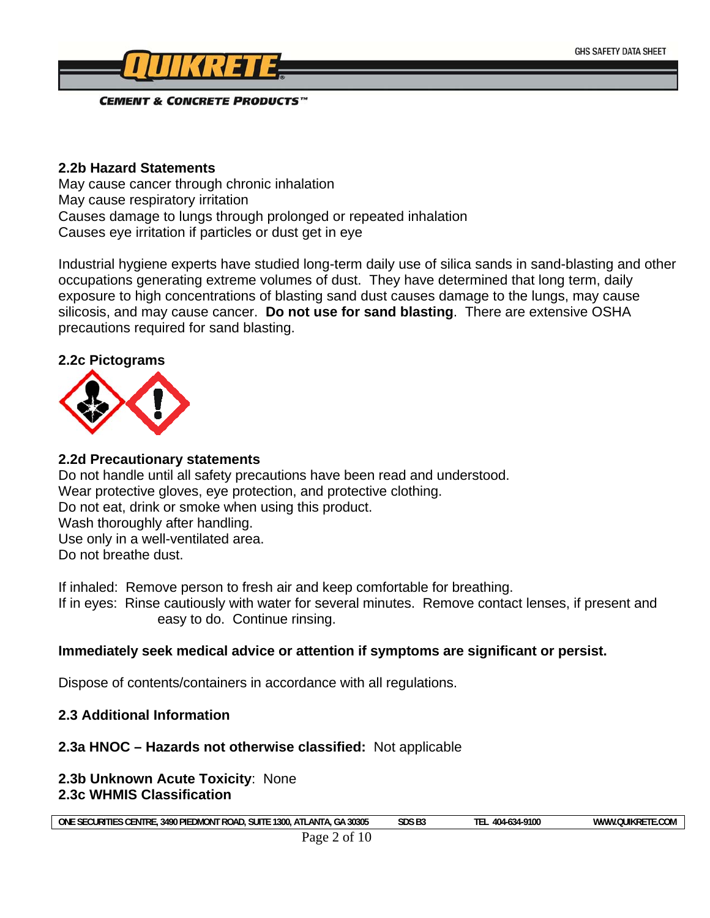**2.2b Hazard Statements**

May cause cancer through chronic inhalation
May cause respiratory irritation
Causes damage to lungs through prolonged or repeated inhalation
Causes eye irritation if particles or dust get in eye

Industrial hygiene experts have studied long-term daily use of silica sands in sand-blasting and other occupations generating extreme volumes of dust. They have determined that long term, daily exposure to high concentrations of blasting sand dust causes damage to the lungs, may cause silicosis, and may cause cancer. **Do not use for sand blasting**. There are extensive OSHA precautions required for sand blasting.

**2.2c Pictograms**

**2.2d Precautionary statements**

Do not handle until all safety precautions have been read and understood.
Wear protective gloves, eye protection, and protective clothing.
Do not eat, drink or smoke when using this product.
Wash thoroughly after handling.
Use only in a well-ventilated area.
Do not breathe dust.

If inhaled: Remove person to fresh air and keep comfortable for breathing.
If in eyes: Rinse cautiously with water for several minutes. Remove contact lenses, if present and easy to do. Continue rinsing.

**Immediately seek medical advice or attention if symptoms are significant or persist.**

Dispose of contents/containers in accordance with all regulations.

**2.3 Additional Information**

**2.3a HNOC – Hazards not otherwise classified:** Not applicable

**2.3b Unknown Acute Toxicity**: None

**2.3c WHMIS Classification**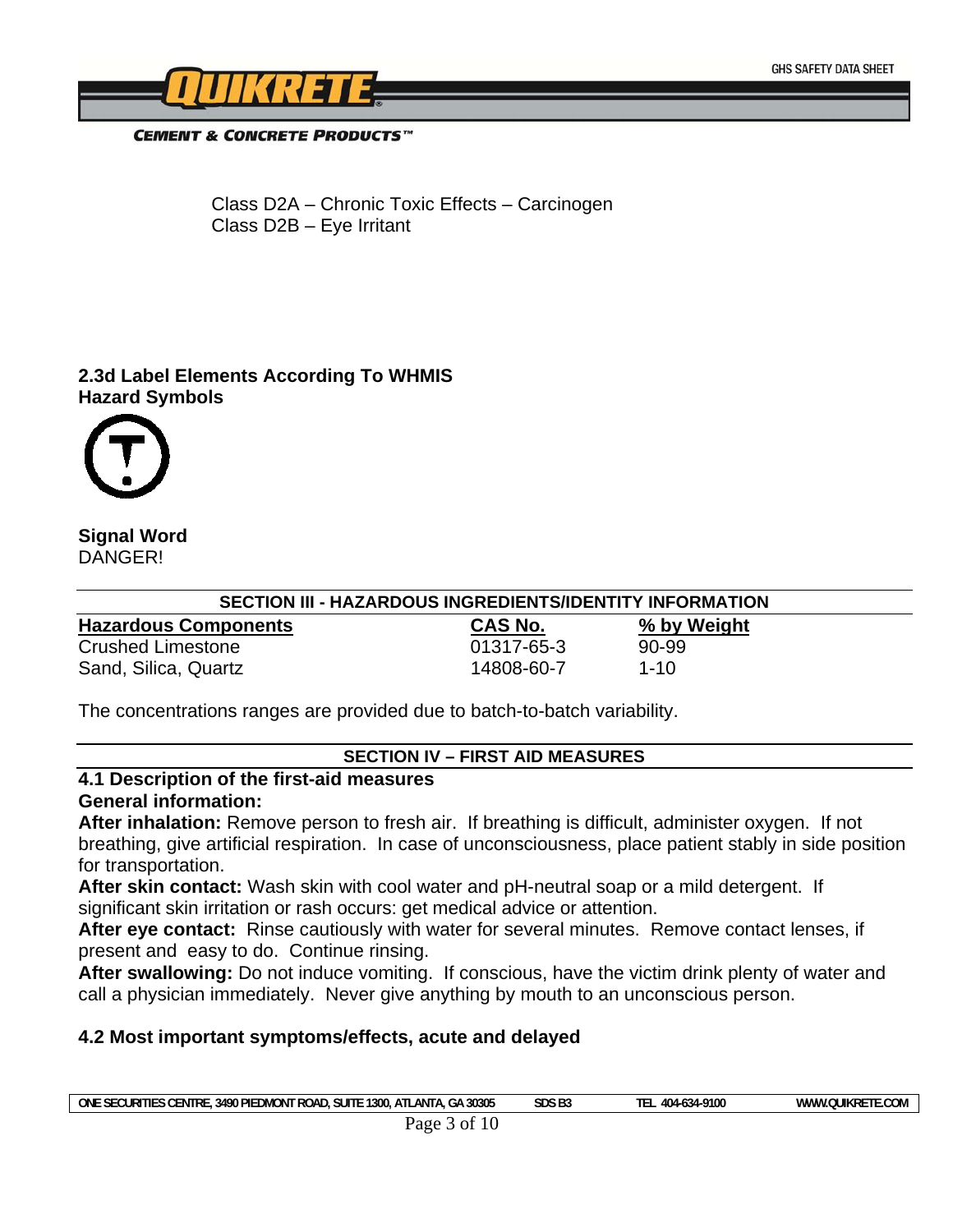Class D2A – Chronic Toxic Effects – Carcinogen
Class D2B – Eye Irritant

**2.3d Label Elements According To WHMIS**
**Hazard Symbols**

**Signal Word**
DANGER!

## SECTION III - HAZARDOUS INGREDIENTS/IDENTITY INFORMATION

| Hazardous Components | CAS No. | % by Weight |
|---|---|---|
| Crushed Limestone | 01317-65-3 | 90-99 |
| Sand, Silica, Quartz | 14808-60-7 | 1-10 |

The concentrations ranges are provided due to batch-to-batch variability.

## SECTION IV – FIRST AID MEASURES

**4.1 Description of the first-aid measures**
**General information:**
**After inhalation:** Remove person to fresh air. If breathing is difficult, administer oxygen. If not breathing, give artificial respiration. In case of unconsciousness, place patient stably in side position for transportation.
**After skin contact:** Wash skin with cool water and pH-neutral soap or a mild detergent. If significant skin irritation or rash occurs: get medical advice or attention.
**After eye contact:** Rinse cautiously with water for several minutes. Remove contact lenses, if present and easy to do. Continue rinsing.
**After swallowing:** Do not induce vomiting. If conscious, have the victim drink plenty of water and call a physician immediately. Never give anything by mouth to an unconscious person.

**4.2 Most important symptoms/effects, acute and delayed**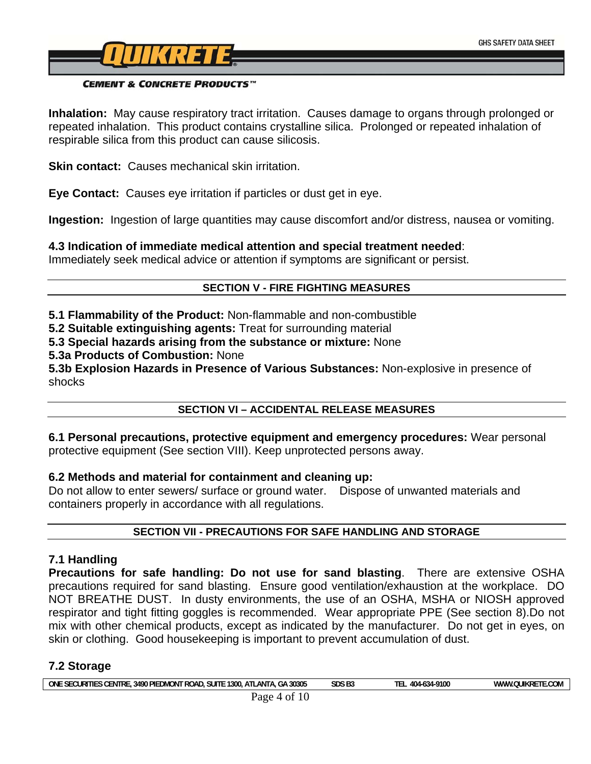**Inhalation:** May cause respiratory tract irritation. Causes damage to organs through prolonged or repeated inhalation. This product contains crystalline silica. Prolonged or repeated inhalation of respirable silica from this product can cause silicosis.

**Skin contact:** Causes mechanical skin irritation.

**Eye Contact:** Causes eye irritation if particles or dust get in eye.

**Ingestion:** Ingestion of large quantities may cause discomfort and/or distress, nausea or vomiting.

**4.3 Indication of immediate medical attention and special treatment needed**:
Immediately seek medical advice or attention if symptoms are significant or persist.

## SECTION V - FIRE FIGHTING MEASURES

**5.1 Flammability of the Product:** Non-flammable and non-combustible
**5.2 Suitable extinguishing agents:** Treat for surrounding material
**5.3 Special hazards arising from the substance or mixture:** None
**5.3a Products of Combustion:** None
**5.3b Explosion Hazards in Presence of Various Substances:** Non-explosive in presence of shocks

## SECTION VI – ACCIDENTAL RELEASE MEASURES

**6.1 Personal precautions, protective equipment and emergency procedures:** Wear personal protective equipment (See section VIII). Keep unprotected persons away.

**6.2 Methods and material for containment and cleaning up:**
Do not allow to enter sewers/ surface or ground water. Dispose of unwanted materials and containers properly in accordance with all regulations.

## SECTION VII - PRECAUTIONS FOR SAFE HANDLING AND STORAGE

### 7.1 Handling

**Precautions for safe handling: Do not use for sand blasting**. There are extensive OSHA precautions required for sand blasting. Ensure good ventilation/exhaustion at the workplace. DO NOT BREATHE DUST. In dusty environments, the use of an OSHA, MSHA or NIOSH approved respirator and tight fitting goggles is recommended. Wear appropriate PPE (See section 8).Do not mix with other chemical products, except as indicated by the manufacturer. Do not get in eyes, on skin or clothing. Good housekeeping is important to prevent accumulation of dust.

### 7.2 Storage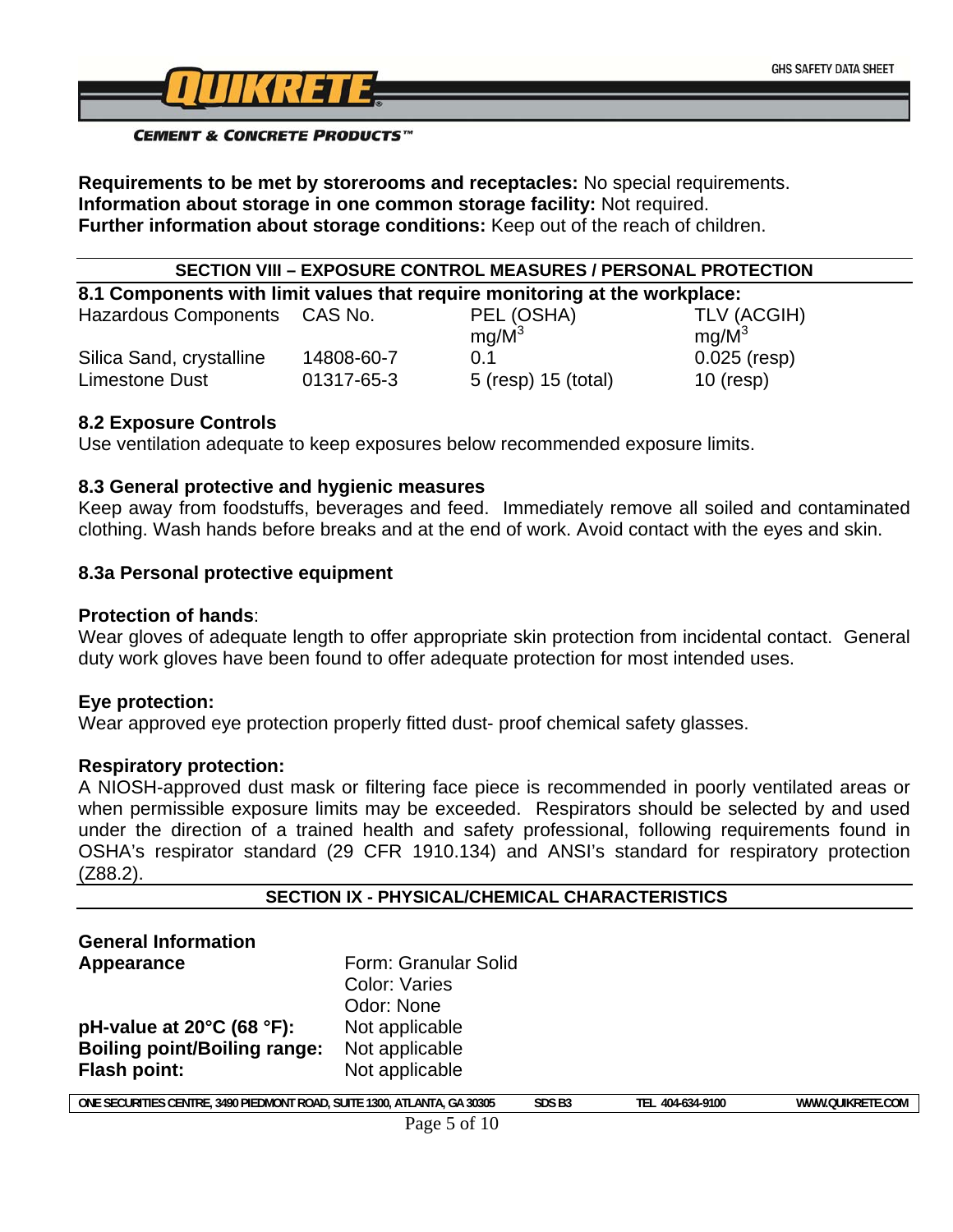**Requirements to be met by storerooms and receptacles:** No special requirements.
**Information about storage in one common storage facility:** Not required.
**Further information about storage conditions:** Keep out of the reach of children.

## SECTION VIII – EXPOSURE CONTROL MEASURES / PERSONAL PROTECTION

### 8.1 Components with limit values that require monitoring at the workplace:

| Hazardous Components | CAS No. | PEL (OSHA) mg/M$^3$ | TLV (ACGIH) mg/M$^3$ |
|---|---|---|---|
| Silica Sand, crystalline | 14808-60-7 | 0.1 | 0.025 (resp) |
| Limestone Dust | 01317-65-3 | 5 (resp) 15 (total) | 10 (resp) |

### 8.2 Exposure Controls

Use ventilation adequate to keep exposures below recommended exposure limits.

### 8.3 General protective and hygienic measures

Keep away from foodstuffs, beverages and feed. Immediately remove all soiled and contaminated clothing. Wash hands before breaks and at the end of work. Avoid contact with the eyes and skin.

### 8.3a Personal protective equipment

**Protection of hands**:
Wear gloves of adequate length to offer appropriate skin protection from incidental contact. General duty work gloves have been found to offer adequate protection for most intended uses.

**Eye protection:**
Wear approved eye protection properly fitted dust- proof chemical safety glasses.

**Respiratory protection:**
A NIOSH-approved dust mask or filtering face piece is recommended in poorly ventilated areas or when permissible exposure limits may be exceeded. Respirators should be selected by and used under the direction of a trained health and safety professional, following requirements found in OSHA's respirator standard (29 CFR 1910.134) and ANSI's standard for respiratory protection (Z88.2).

## SECTION IX - PHYSICAL/CHEMICAL CHARACTERISTICS

**General Information**

| | |
|---|---|
| **Appearance** | Form: Granular Solid<br>Color: Varies<br>Odor: None |
| **pH-value at 20°C (68 °F):** | Not applicable |
| **Boiling point/Boiling range:** | Not applicable |
| **Flash point:** | Not applicable |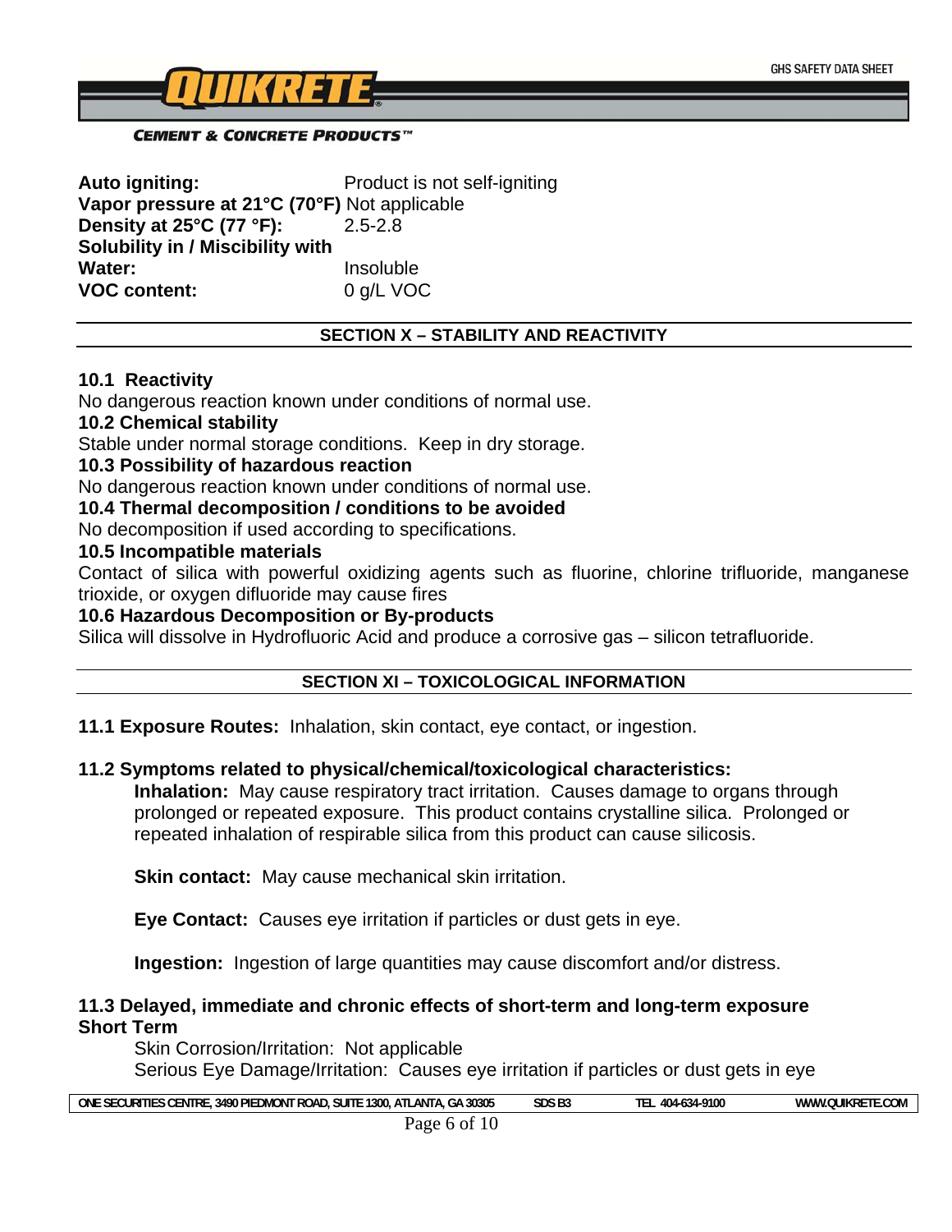**Auto igniting:** Product is not self-igniting
**Vapor pressure at 21°C (70°F)** Not applicable
**Density at 25°C (77 °F):** 2.5-2.8
**Solubility in / Miscibility with Water:** Insoluble
**VOC content:** 0 g/L VOC

## SECTION X – STABILITY AND REACTIVITY

**10.1 Reactivity**
No dangerous reaction known under conditions of normal use.

**10.2 Chemical stability**
Stable under normal storage conditions. Keep in dry storage.

**10.3 Possibility of hazardous reaction**
No dangerous reaction known under conditions of normal use.

**10.4 Thermal decomposition / conditions to be avoided**
No decomposition if used according to specifications.

**10.5 Incompatible materials**
Contact of silica with powerful oxidizing agents such as fluorine, chlorine trifluoride, manganese trioxide, or oxygen difluoride may cause fires

**10.6 Hazardous Decomposition or By-products**
Silica will dissolve in Hydrofluoric Acid and produce a corrosive gas – silicon tetrafluoride.

## SECTION XI – TOXICOLOGICAL INFORMATION

**11.1 Exposure Routes:** Inhalation, skin contact, eye contact, or ingestion.

**11.2 Symptoms related to physical/chemical/toxicological characteristics:**

**Inhalation:** May cause respiratory tract irritation. Causes damage to organs through prolonged or repeated exposure. This product contains crystalline silica. Prolonged or repeated inhalation of respirable silica from this product can cause silicosis.

**Skin contact:** May cause mechanical skin irritation.

**Eye Contact:** Causes eye irritation if particles or dust gets in eye.

**Ingestion:** Ingestion of large quantities may cause discomfort and/or distress.

**11.3 Delayed, immediate and chronic effects of short-term and long-term exposure**
**Short Term**

Skin Corrosion/Irritation: Not applicable
Serious Eye Damage/Irritation: Causes eye irritation if particles or dust gets in eye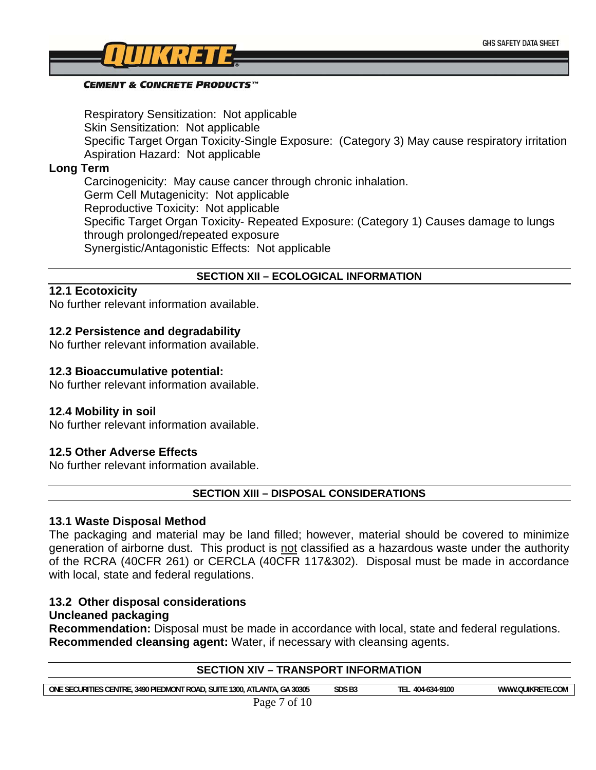Respiratory Sensitization: Not applicable
Skin Sensitization: Not applicable
Specific Target Organ Toxicity-Single Exposure: (Category 3) May cause respiratory irritation
Aspiration Hazard: Not applicable

**Long Term**

Carcinogenicity: May cause cancer through chronic inhalation.
Germ Cell Mutagenicity: Not applicable
Reproductive Toxicity: Not applicable
Specific Target Organ Toxicity- Repeated Exposure: (Category 1) Causes damage to lungs through prolonged/repeated exposure
Synergistic/Antagonistic Effects: Not applicable

## SECTION XII – ECOLOGICAL INFORMATION

**12.1 Ecotoxicity**
No further relevant information available.

**12.2 Persistence and degradability**
No further relevant information available.

**12.3 Bioaccumulative potential:**
No further relevant information available.

**12.4 Mobility in soil**
No further relevant information available.

**12.5 Other Adverse Effects**
No further relevant information available.

## SECTION XIII – DISPOSAL CONSIDERATIONS

**13.1 Waste Disposal Method**
The packaging and material may be land filled; however, material should be covered to minimize generation of airborne dust. This product is <u>not</u> classified as a hazardous waste under the authority of the RCRA (40CFR 261) or CERCLA (40CFR 117&302). Disposal must be made in accordance with local, state and federal regulations.

**13.2 Other disposal considerations**
**Uncleaned packaging**
**Recommendation:** Disposal must be made in accordance with local, state and federal regulations.
**Recommended cleansing agent:** Water, if necessary with cleansing agents.

## SECTION XIV – TRANSPORT INFORMATION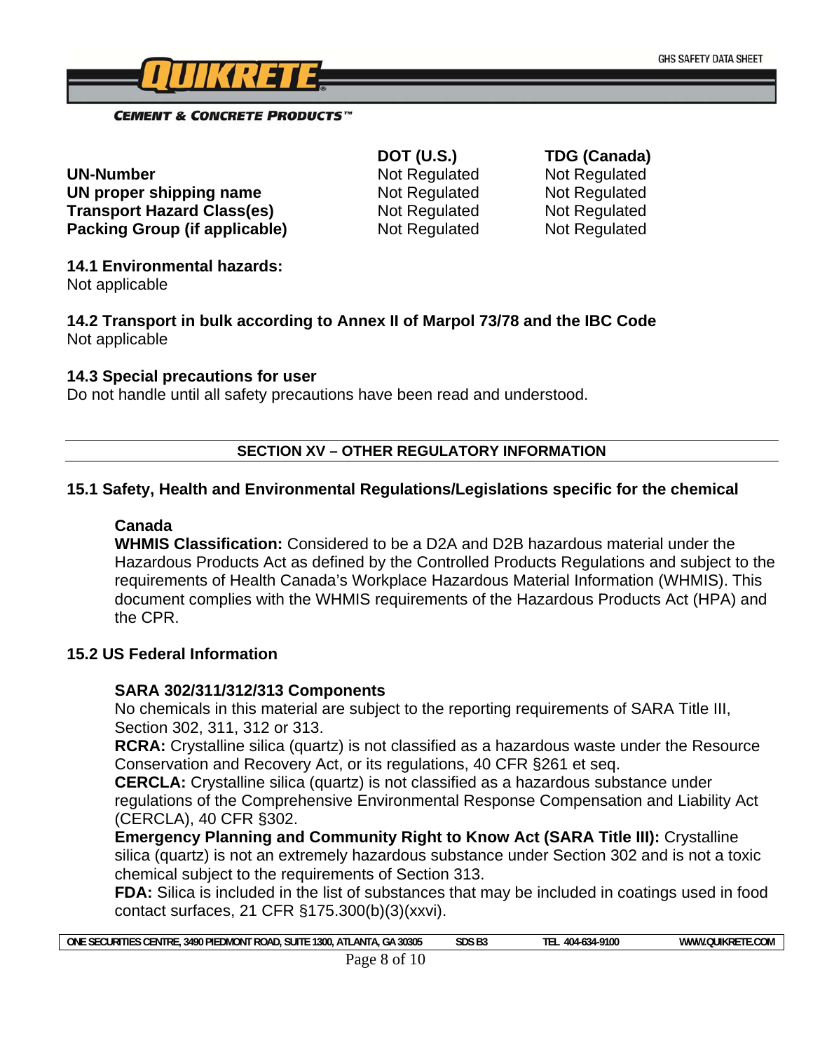|  | DOT (U.S.) | TDG (Canada) |
|---|---|---|
| **UN-Number** | Not Regulated | Not Regulated |
| **UN proper shipping name** | Not Regulated | Not Regulated |
| **Transport Hazard Class(es)** | Not Regulated | Not Regulated |
| **Packing Group (if applicable)** | Not Regulated | Not Regulated |

**14.1 Environmental hazards:**
Not applicable

**14.2 Transport in bulk according to Annex II of Marpol 73/78 and the IBC Code**
Not applicable

**14.3 Special precautions for user**
Do not handle until all safety precautions have been read and understood.

## SECTION XV – OTHER REGULATORY INFORMATION

### 15.1 Safety, Health and Environmental Regulations/Legislations specific for the chemical

**Canada**
**WHMIS Classification:** Considered to be a D2A and D2B hazardous material under the Hazardous Products Act as defined by the Controlled Products Regulations and subject to the requirements of Health Canada's Workplace Hazardous Material Information (WHMIS). This document complies with the WHMIS requirements of the Hazardous Products Act (HPA) and the CPR.

### 15.2 US Federal Information

**SARA 302/311/312/313 Components**
No chemicals in this material are subject to the reporting requirements of SARA Title III, Section 302, 311, 312 or 313.
**RCRA:** Crystalline silica (quartz) is not classified as a hazardous waste under the Resource Conservation and Recovery Act, or its regulations, 40 CFR §261 et seq.
**CERCLA:** Crystalline silica (quartz) is not classified as a hazardous substance under regulations of the Comprehensive Environmental Response Compensation and Liability Act (CERCLA), 40 CFR §302.
**Emergency Planning and Community Right to Know Act (SARA Title III):** Crystalline silica (quartz) is not an extremely hazardous substance under Section 302 and is not a toxic chemical subject to the requirements of Section 313.
**FDA:** Silica is included in the list of substances that may be included in coatings used in food contact surfaces, 21 CFR §175.300(b)(3)(xxvi).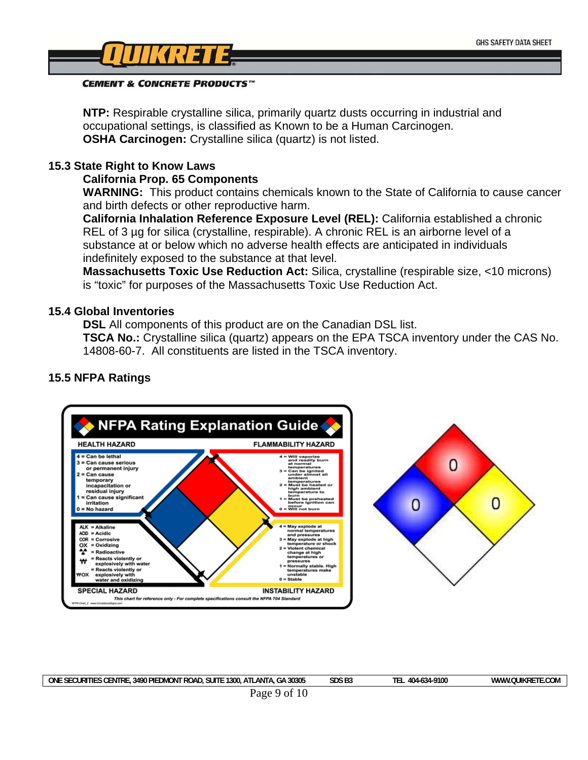**NTP:** Respirable crystalline silica, primarily quartz dusts occurring in industrial and occupational settings, is classified as Known to be a Human Carcinogen.
**OSHA Carcinogen:** Crystalline silica (quartz) is not listed.

### 15.3 State Right to Know Laws

**California Prop. 65 Components**
**WARNING:** This product contains chemicals known to the State of California to cause cancer and birth defects or other reproductive harm.
**California Inhalation Reference Exposure Level (REL):** California established a chronic REL of 3 µg for silica (crystalline, respirable). A chronic REL is an airborne level of a substance at or below which no adverse health effects are anticipated in individuals indefinitely exposed to the substance at that level.
**Massachusetts Toxic Use Reduction Act:** Silica, crystalline (respirable size, <10 microns) is "toxic" for purposes of the Massachusetts Toxic Use Reduction Act.

### 15.4 Global Inventories

**DSL** All components of this product are on the Canadian DSL list.
**TSCA No.:** Crystalline silica (quartz) appears on the EPA TSCA inventory under the CAS No. 14808-60-7. All constituents are listed in the TSCA inventory.

### 15.5 NFPA Ratings

**NFPA Rating Explanation Guide**

| HEALTH HAZARD | FLAMMABILITY HAZARD |
|---|---|
| 4 = Can be lethal | 4 = Will vaporize and readily burn at normal temperatures |
| 3 = Can cause serious or permanent injury | 3 = Can be ignited under almost all ambient temperatures |
| 2 = Can cause temporary incapacitation or residual injury | 2 = Must be heated or high ambient temperature to burn |
| 1 = Can cause significant irritation | 1 = Must be preheated before ignition can occur |
| 0 = No hazard | 0 = Will not burn |

| SPECIAL HAZARD | INSTABILITY HAZARD |
|---|---|
| ALK = Alkaline | 4 = May explode at normal temperatures and pressures |
| ACID = Acidic | 3 = May explode at high temperature or shock |
| COR = Corrosive | 2 = Violent chemical change at high temperatures or pressures |
| OX = Oxidizing | 1 = Normally stable. High temperatures make unstable |
| = Radioactive | 0 = Stable |
| W = Reacts violently or explosively with water | |
| WOX = Reacts violently or explosively with water and oxidizing | |

*This chart for reference only - For complete specifications consult the NFPA 704 Standard*

NFPA Diamond: Flammability (red): 0; Health (blue): 0; Instability (yellow): 0; Special (white): blank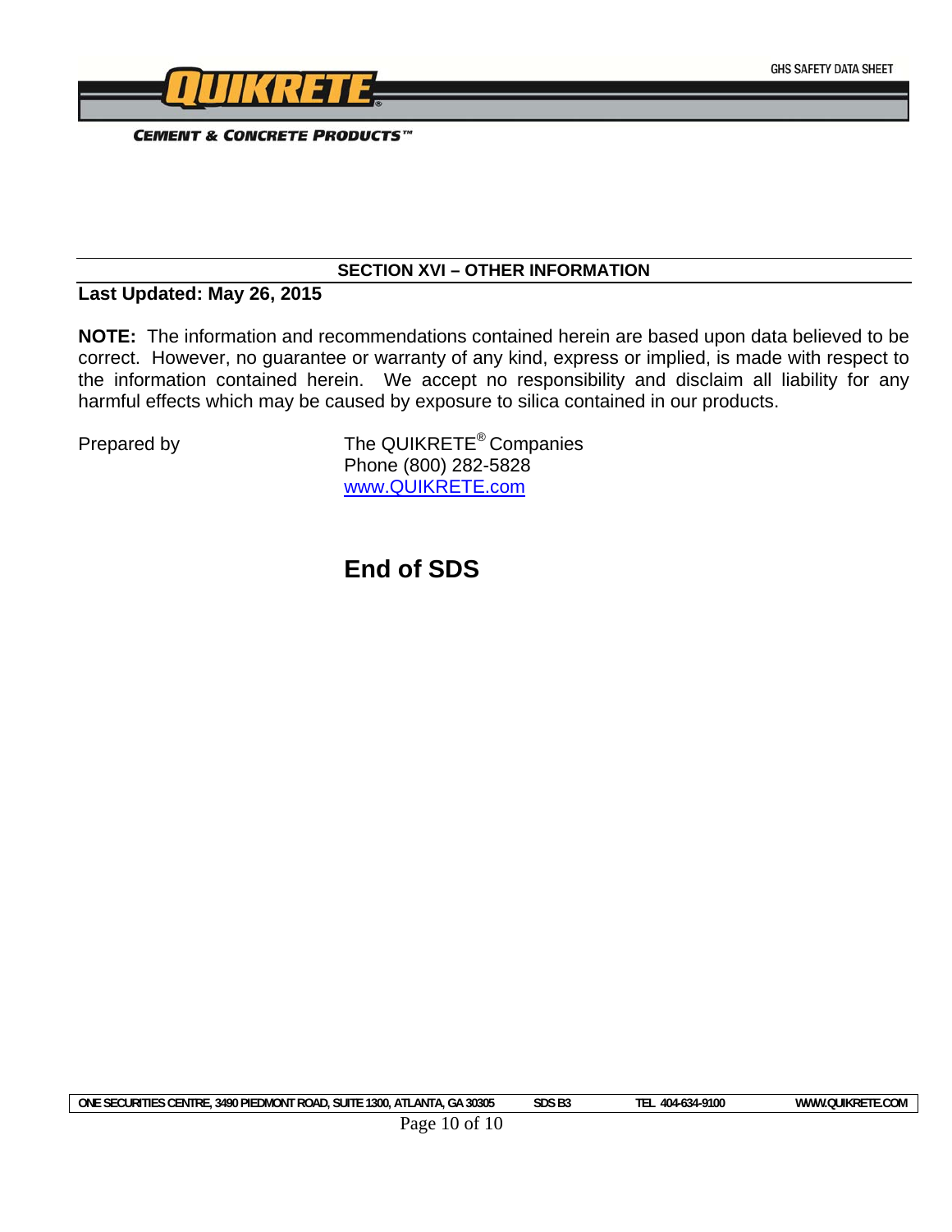## SECTION XVI – OTHER INFORMATION

**Last Updated: May 26, 2015**

**NOTE:** The information and recommendations contained herein are based upon data believed to be correct. However, no guarantee or warranty of any kind, express or implied, is made with respect to the information contained herein. We accept no responsibility and disclaim all liability for any harmful effects which may be caused by exposure to silica contained in our products.

Prepared by

The QUIKRETE® Companies
Phone (800) 282-5828
www.QUIKRETE.com

## End of SDS